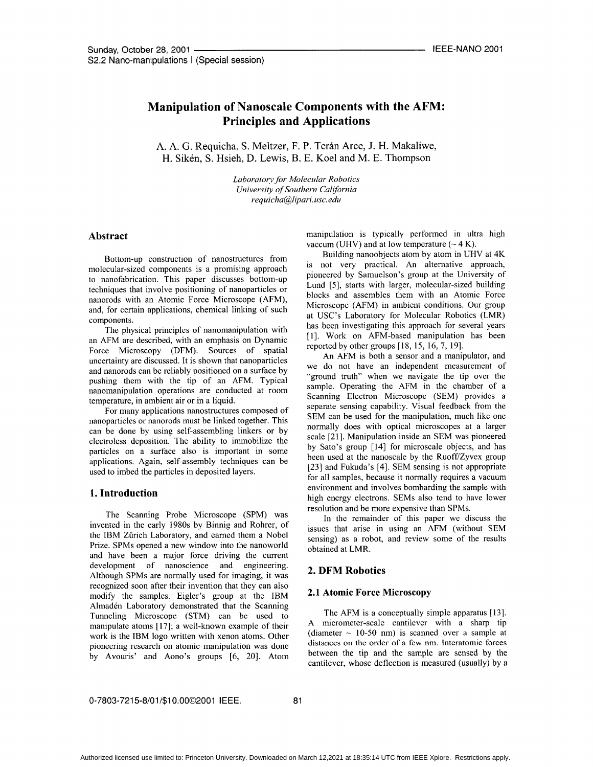# Manipulation of Nanoscale Components with the AFM: Principles and Applications

A. A. G. Requicha, S. Meltzer, F. P. Terán Arce, J. H. Makaliwe, H. Sikén, S. Hsieh, D. Lewis, B. E. Koel and M. E. Thompson

*Laboratory for Molecular Robotics*
*University of Southern California*
*requicha@lipari.usc.edu*

## Abstract

Bottom-up construction of nanostructures from molecular-sized components is a promising approach to nanofabrication. This paper discusses bottom-up techniques that involve positioning of nanoparticles or nanorods with an Atomic Force Microscope (AFM), and, for certain applications, chemical linking of such components.

The physical principles of nanomanipulation with an AFM are described, with an emphasis on Dynamic Force Microscopy (DFM). Sources of spatial uncertainty are discussed. It is shown that nanoparticles and nanorods can be reliably positioned on a surface by pushing them with the tip of an AFM. Typical nanomanipulation operations are conducted at room temperature, in ambient air or in a liquid.

For many applications nanostructures composed of nanoparticles or nanorods must be linked together. This can be done by using self-assembling linkers or by electroless deposition. The ability to immobilize the particles on a surface also is important in some applications. Again, self-assembly techniques can be used to imbed the particles in deposited layers.

## 1. Introduction

The Scanning Probe Microscope (SPM) was invented in the early 1980s by Binnig and Rohrer, of the IBM Zürich Laboratory, and earned them a Nobel Prize. SPMs opened a new window into the nanoworld and have been a major force driving the current development of nanoscience and engineering. Although SPMs are normally used for imaging, it was recognized soon after their invention that they can also modify the samples. Eigler's group at the IBM Almadén Laboratory demonstrated that the Scanning Tunneling Microscope (STM) can be used to manipulate atoms [17]; a well-known example of their work is the IBM logo written with xenon atoms. Other pioneering research on atomic manipulation was done by Avouris' and Aono's groups [6, 20]. Atom manipulation is typically performed in ultra high vaccum (UHV) and at low temperature (~ 4 K).

Building nanoobjects atom by atom in UHV at 4K is not very practical. An alternative approach, pioneered by Samuelson's group at the University of Lund [5], starts with larger, molecular-sized building blocks and assembles them with an Atomic Force Microscope (AFM) in ambient conditions. Our group at USC's Laboratory for Molecular Robotics (LMR) has been investigating this approach for several years [1]. Work on AFM-based manipulation has been reported by other groups [18, 15, 16, 7, 19].

An AFM is both a sensor and a manipulator, and we do not have an independent measurement of "ground truth" when we navigate the tip over the sample. Operating the AFM in the chamber of a Scanning Electron Microscope (SEM) provides a separate sensing capability. Visual feedback from the SEM can be used for the manipulation, much like one normally does with optical microscopes at a larger scale [21]. Manipulation inside an SEM was pioneered by Sato's group [14] for microscale objects, and has been used at the nanoscale by the Ruoff/Zyvex group [23] and Fukuda's [4]. SEM sensing is not appropriate for all samples, because it normally requires a vacuum environment and involves bombarding the sample with high energy electrons. SEMs also tend to have lower resolution and be more expensive than SPMs.

In the remainder of this paper we discuss the issues that arise in using an AFM (without SEM sensing) as a robot, and review some of the results obtained at LMR.

## 2. DFM Robotics

### 2.1 Atomic Force Microscopy

The AFM is a conceptually simple apparatus [13]. A micrometer-scale cantilever with a sharp tip (diameter ~ 10-50 nm) is scanned over a sample at distances on the order of a few nm. Interatomic forces between the tip and the sample are sensed by the cantilever, whose deflection is measured (usually) by a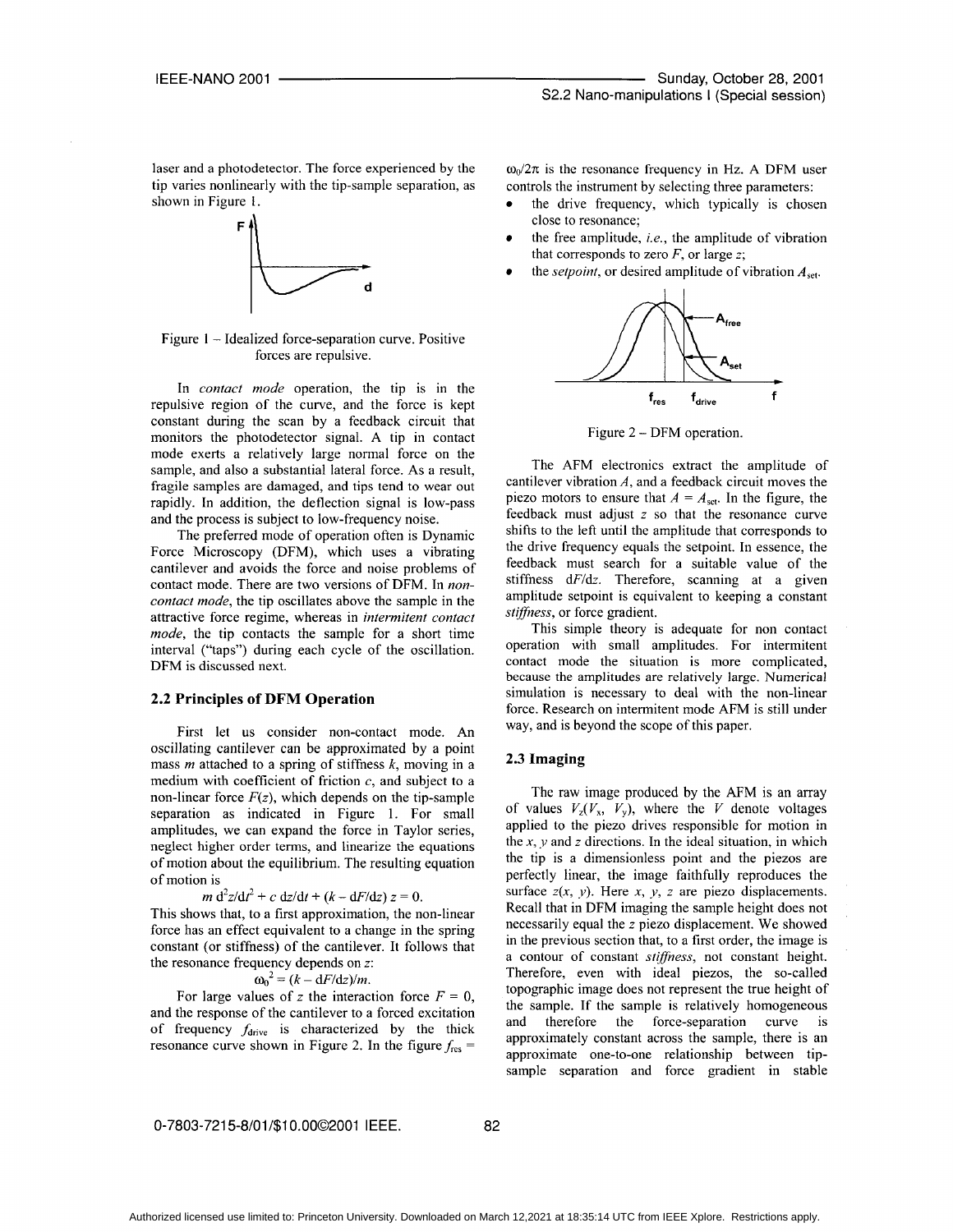laser and a photodetector. The force experienced by the tip varies nonlinearly with the tip-sample separation, as shown in Figure 1.

Figure 1 – Idealized force-separation curve. Positive forces are repulsive.

In *contact mode* operation, the tip is in the repulsive region of the curve, and the force is kept constant during the scan by a feedback circuit that monitors the photodetector signal. A tip in contact mode exerts a relatively large normal force on the sample, and also a substantial lateral force. As a result, fragile samples are damaged, and tips tend to wear out rapidly. In addition, the deflection signal is low-pass and the process is subject to low-frequency noise.

The preferred mode of operation often is Dynamic Force Microscopy (DFM), which uses a vibrating cantilever and avoids the force and noise problems of contact mode. There are two versions of DFM. In *non-contact mode*, the tip oscillates above the sample in the attractive force regime, whereas in *intermitent contact mode*, the tip contacts the sample for a short time interval ("taps") during each cycle of the oscillation. DFM is discussed next.

## 2.2 Principles of DFM Operation

First let us consider non-contact mode. An oscillating cantilever can be approximated by a point mass $m$ attached to a spring of stiffness $k$, moving in a medium with coefficient of friction $c$, and subject to a non-linear force $F(z)$, which depends on the tip-sample separation as indicated in Figure 1. For small amplitudes, we can expand the force in Taylor series, neglect higher order terms, and linearize the equations of motion about the equilibrium. The resulting equation of motion is

$$m\, d^2z/dt^2 + c\, dz/dt + (k - dF/dz)\, z = 0.$$

This shows that, to a first approximation, the non-linear force has an effect equivalent to a change in the spring constant (or stiffness) of the cantilever. It follows that the resonance frequency depends on $z$:

$$\omega_0^2 = (k - dF/dz)/m.$$

For large values of $z$ the interaction force $F = 0$, and the response of the cantilever to a forced excitation of frequency $f_{drive}$ is characterized by the thick resonance curve shown in Figure 2. In the figure $f_{res} = \omega_0/2\pi$ is the resonance frequency in Hz. A DFM user controls the instrument by selecting three parameters:

- the drive frequency, which typically is chosen close to resonance;
- the free amplitude, *i.e.*, the amplitude of vibration that corresponds to zero $F$, or large $z$;
- the *setpoint*, or desired amplitude of vibration $A_{set}$.

Figure 2 – DFM operation.

The AFM electronics extract the amplitude of cantilever vibration $A$, and a feedback circuit moves the piezo motors to ensure that $A = A_{set}$. In the figure, the feedback must adjust $z$ so that the resonance curve shifts to the left until the amplitude that corresponds to the drive frequency equals the setpoint. In essence, the feedback must search for a suitable value of the stiffness $dF/dz$. Therefore, scanning at a given amplitude setpoint is equivalent to keeping a constant *stiffness*, or force gradient.

This simple theory is adequate for non contact operation with small amplitudes. For intermitent contact mode the situation is more complicated, because the amplitudes are relatively large. Numerical simulation is necessary to deal with the non-linear force. Research on intermitent mode AFM is still under way, and is beyond the scope of this paper.

## 2.3 Imaging

The raw image produced by the AFM is an array of values $V_z(V_x, V_y)$, where the $V$ denote voltages applied to the piezo drives responsible for motion in the $x$, $y$ and $z$ directions. In the ideal situation, in which the tip is a dimensionless point and the piezos are perfectly linear, the image faithfully reproduces the surface $z(x, y)$. Here $x$, $y$, $z$ are piezo displacements. Recall that in DFM imaging the sample height does not necessarily equal the $z$ piezo displacement. We showed in the previous section that, to a first order, the image is a contour of constant *stiffness*, not constant height. Therefore, even with ideal piezos, the so-called topographic image does not represent the true height of the sample. If the sample is relatively homogeneous and therefore the force-separation curve is approximately constant across the sample, there is an approximate one-to-one relationship between tip-sample separation and force gradient in stable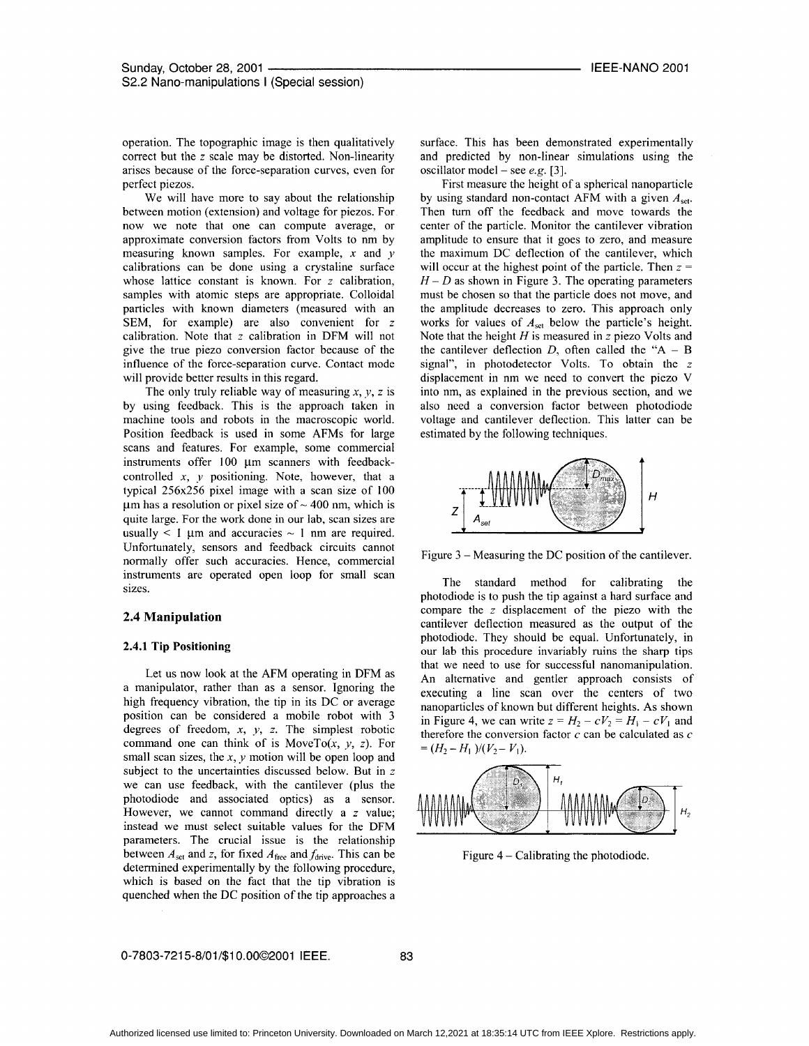operation. The topographic image is then qualitatively correct but the $z$ scale may be distorted. Non-linearity arises because of the force-separation curves, even for perfect piezos.

We will have more to say about the relationship between motion (extension) and voltage for piezos. For now we note that one can compute average, or approximate conversion factors from Volts to nm by measuring known samples. For example, $x$ and $y$ calibrations can be done using a crystaline surface whose lattice constant is known. For $z$ calibration, samples with atomic steps are appropriate. Colloidal particles with known diameters (measured with an SEM, for example) are also convenient for $z$ calibration. Note that $z$ calibration in DFM will not give the true piezo conversion factor because of the influence of the force-separation curve. Contact mode will provide better results in this regard.

The only truly reliable way of measuring $x$, $y$, $z$ is by using feedback. This is the approach taken in machine tools and robots in the macroscopic world. Position feedback is used in some AFMs for large scans and features. For example, some commercial instruments offer 100 μm scanners with feedback-controlled $x$, $y$ positioning. Note, however, that a typical 256x256 pixel image with a scan size of 100 μm has a resolution or pixel size of ~ 400 nm, which is quite large. For the work done in our lab, scan sizes are usually < 1 μm and accuracies ~ 1 nm are required. Unfortunately, sensors and feedback circuits cannot normally offer such accuracies. Hence, commercial instruments are operated open loop for small scan sizes.

## 2.4 Manipulation

### 2.4.1 Tip Positioning

Let us now look at the AFM operating in DFM as a manipulator, rather than as a sensor. Ignoring the high frequency vibration, the tip in its DC or average position can be considered a mobile robot with 3 degrees of freedom, $x$, $y$, $z$. The simplest robotic command one can think of is MoveTo($x$, $y$, $z$). For small scan sizes, the $x$, $y$ motion will be open loop and subject to the uncertainties discussed below. But in $z$ we can use feedback, with the cantilever (plus the photodiode and associated optics) as a sensor. However, we cannot command directly a $z$ value; instead we must select suitable values for the DFM parameters. The crucial issue is the relationship between $A_{set}$ and $z$, for fixed $A_{free}$ and $f_{drive}$. This can be determined experimentally by the following procedure, which is based on the fact that the tip vibration is quenched when the DC position of the tip approaches a surface. This has been demonstrated experimentally and predicted by non-linear simulations using the oscillator model – see *e.g.* [3].

First measure the height of a spherical nanoparticle by using standard non-contact AFM with a given $A_{set}$. Then turn off the feedback and move towards the center of the particle. Monitor the cantilever vibration amplitude to ensure that it goes to zero, and measure the maximum DC deflection of the cantilever, which will occur at the highest point of the particle. Then $z = H - D$ as shown in Figure 3. The operating parameters must be chosen so that the particle does not move, and the amplitude decreases to zero. This approach only works for values of $A_{set}$ below the particle's height. Note that the height $H$ is measured in $z$ piezo Volts and the cantilever deflection $D$, often called the "A – B signal", in photodetector Volts. To obtain the $z$ displacement in nm we need to convert the piezo V into nm, as explained in the previous section, and we also need a conversion factor between photodiode voltage and cantilever deflection. This latter can be estimated by the following techniques.

Figure 3 – Measuring the DC position of the cantilever.

The standard method for calibrating the photodiode is to push the tip against a hard surface and compare the $z$ displacement of the piezo with the cantilever deflection measured as the output of the photodiode. They should be equal. Unfortunately, in our lab this procedure invariably ruins the sharp tips that we need to use for successful nanomanipulation. An alternative and gentler approach consists of executing a line scan over the centers of two nanoparticles of known but different heights. As shown in Figure 4, we can write $z = H_2 - cV_2 = H_1 - cV_1$ and therefore the conversion factor $c$ can be calculated as $c = (H_2 - H_1)/(V_2 - V_1)$.

Figure 4 – Calibrating the photodiode.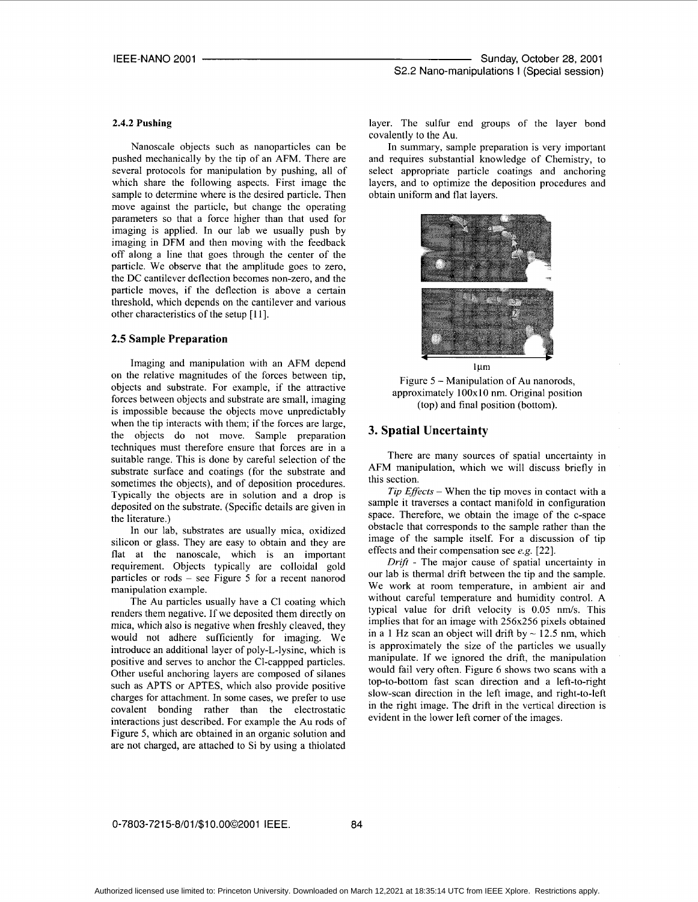#### 2.4.2 Pushing

Nanoscale objects such as nanoparticles can be pushed mechanically by the tip of an AFM. There are several protocols for manipulation by pushing, all of which share the following aspects. First image the sample to determine where is the desired particle. Then move against the particle, but change the operating parameters so that a force higher than that used for imaging is applied. In our lab we usually push by imaging in DFM and then moving with the feedback off along a line that goes through the center of the particle. We observe that the amplitude goes to zero, the DC cantilever deflection becomes non-zero, and the particle moves, if the deflection is above a certain threshold, which depends on the cantilever and various other characteristics of the setup [11].

### 2.5 Sample Preparation

Imaging and manipulation with an AFM depend on the relative magnitudes of the forces between tip, objects and substrate. For example, if the attractive forces between objects and substrate are small, imaging is impossible because the objects move unpredictably when the tip interacts with them; if the forces are large, the objects do not move. Sample preparation techniques must therefore ensure that forces are in a suitable range. This is done by careful selection of the substrate surface and coatings (for the substrate and sometimes the objects), and of deposition procedures. Typically the objects are in solution and a drop is deposited on the substrate. (Specific details are given in the literature.)

In our lab, substrates are usually mica, oxidized silicon or glass. They are easy to obtain and they are flat at the nanoscale, which is an important requirement. Objects typically are colloidal gold particles or rods – see Figure 5 for a recent nanorod manipulation example.

The Au particles usually have a Cl coating which renders them negative. If we deposited them directly on mica, which also is negative when freshly cleaved, they would not adhere sufficiently for imaging. We introduce an additional layer of poly-L-lysine, which is positive and serves to anchor the Cl-cappped particles. Other useful anchoring layers are composed of silanes such as APTS or APTES, which also provide positive charges for attachment. In some cases, we prefer to use covalent bonding rather than the electrostatic interactions just described. For example the Au rods of Figure 5, which are obtained in an organic solution and are not charged, are attached to Si by using a thiolated layer. The sulfur end groups of the layer bond covalently to the Au.

In summary, sample preparation is very important and requires substantial knowledge of Chemistry, to select appropriate particle coatings and anchoring layers, and to optimize the deposition procedures and obtain uniform and flat layers.

1μm

Figure 5 – Manipulation of Au nanorods, approximately 100x10 nm. Original position (top) and final position (bottom).

## 3. Spatial Uncertainty

There are many sources of spatial uncertainty in AFM manipulation, which we will discuss briefly in this section.

*Tip Effects* – When the tip moves in contact with a sample it traverses a contact manifold in configuration space. Therefore, we obtain the image of the c-space obstacle that corresponds to the sample rather than the image of the sample itself. For a discussion of tip effects and their compensation see *e.g.* [22].

*Drift* - The major cause of spatial uncertainty in our lab is thermal drift between the tip and the sample. We work at room temperature, in ambient air and without careful temperature and humidity control. A typical value for drift velocity is 0.05 nm/s. This implies that for an image with 256x256 pixels obtained in a 1 Hz scan an object will drift by ~ 12.5 nm, which is approximately the size of the particles we usually manipulate. If we ignored the drift, the manipulation would fail very often. Figure 6 shows two scans with a top-to-bottom fast scan direction and a left-to-right slow-scan direction in the left image, and right-to-left in the right image. The drift in the vertical direction is evident in the lower left corner of the images.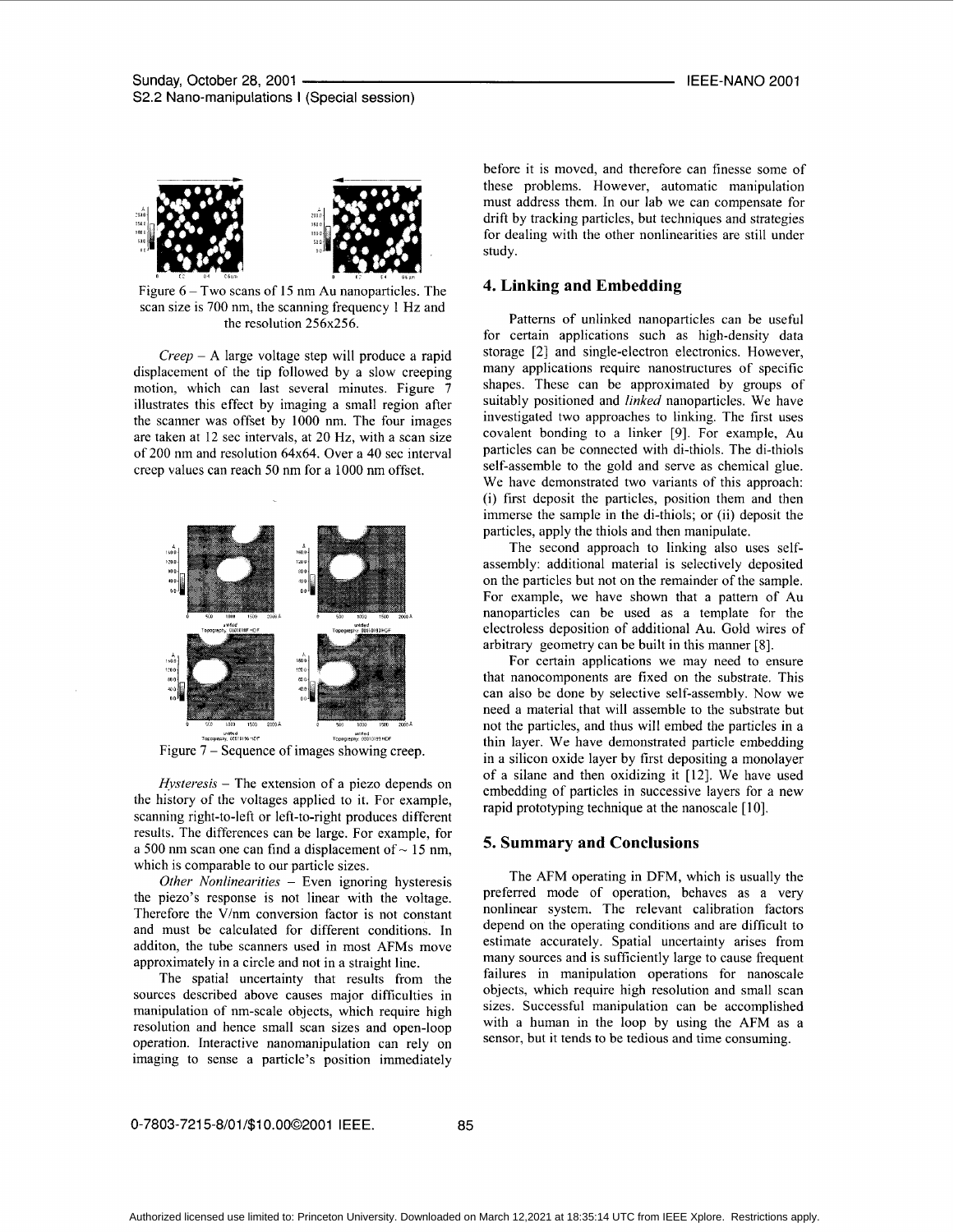Figure 6 – Two scans of 15 nm Au nanoparticles. The scan size is 700 nm, the scanning frequency 1 Hz and the resolution 256x256.

*Creep* – A large voltage step will produce a rapid displacement of the tip followed by a slow creeping motion, which can last several minutes. Figure 7 illustrates this effect by imaging a small region after the scanner was offset by 1000 nm. The four images are taken at 12 sec intervals, at 20 Hz, with a scan size of 200 nm and resolution 64x64. Over a 40 sec interval creep values can reach 50 nm for a 1000 nm offset.

Figure 7 – Sequence of images showing creep.

*Hysteresis* – The extension of a piezo depends on the history of the voltages applied to it. For example, scanning right-to-left or left-to-right produces different results. The differences can be large. For example, for a 500 nm scan one can find a displacement of ~ 15 nm, which is comparable to our particle sizes.

*Other Nonlinearities* – Even ignoring hysteresis the piezo's response is not linear with the voltage. Therefore the V/nm conversion factor is not constant and must be calculated for different conditions. In additon, the tube scanners used in most AFMs move approximately in a circle and not in a straight line.

The spatial uncertainty that results from the sources described above causes major difficulties in manipulation of nm-scale objects, which require high resolution and hence small scan sizes and open-loop operation. Interactive nanomanipulation can rely on imaging to sense a particle's position immediately before it is moved, and therefore can finesse some of these problems. However, automatic manipulation must address them. In our lab we can compensate for drift by tracking particles, but techniques and strategies for dealing with the other nonlinearities are still under study.

## 4. Linking and Embedding

Patterns of unlinked nanoparticles can be useful for certain applications such as high-density data storage [2] and single-electron electronics. However, many applications require nanostructures of specific shapes. These can be approximated by groups of suitably positioned and *linked* nanoparticles. We have investigated two approaches to linking. The first uses covalent bonding to a linker [9]. For example, Au particles can be connected with di-thiols. The di-thiols self-assemble to the gold and serve as chemical glue. We have demonstrated two variants of this approach: (i) first deposit the particles, position them and then immerse the sample in the di-thiols; or (ii) deposit the particles, apply the thiols and then manipulate.

The second approach to linking also uses self-assembly: additional material is selectively deposited on the particles but not on the remainder of the sample. For example, we have shown that a pattern of Au nanoparticles can be used as a template for the electroless deposition of additional Au. Gold wires of arbitrary geometry can be built in this manner [8].

For certain applications we may need to ensure that nanocomponents are fixed on the substrate. This can also be done by selective self-assembly. Now we need a material that will assemble to the substrate but not the particles, and thus will embed the particles in a thin layer. We have demonstrated particle embedding in a silicon oxide layer by first depositing a monolayer of a silane and then oxidizing it [12]. We have used embedding of particles in successive layers for a new rapid prototyping technique at the nanoscale [10].

## 5. Summary and Conclusions

The AFM operating in DFM, which is usually the preferred mode of operation, behaves as a very nonlinear system. The relevant calibration factors depend on the operating conditions and are difficult to estimate accurately. Spatial uncertainty arises from many sources and is sufficiently large to cause frequent failures in manipulation operations for nanoscale objects, which require high resolution and small scan sizes. Successful manipulation can be accomplished with a human in the loop by using the AFM as a sensor, but it tends to be tedious and time consuming.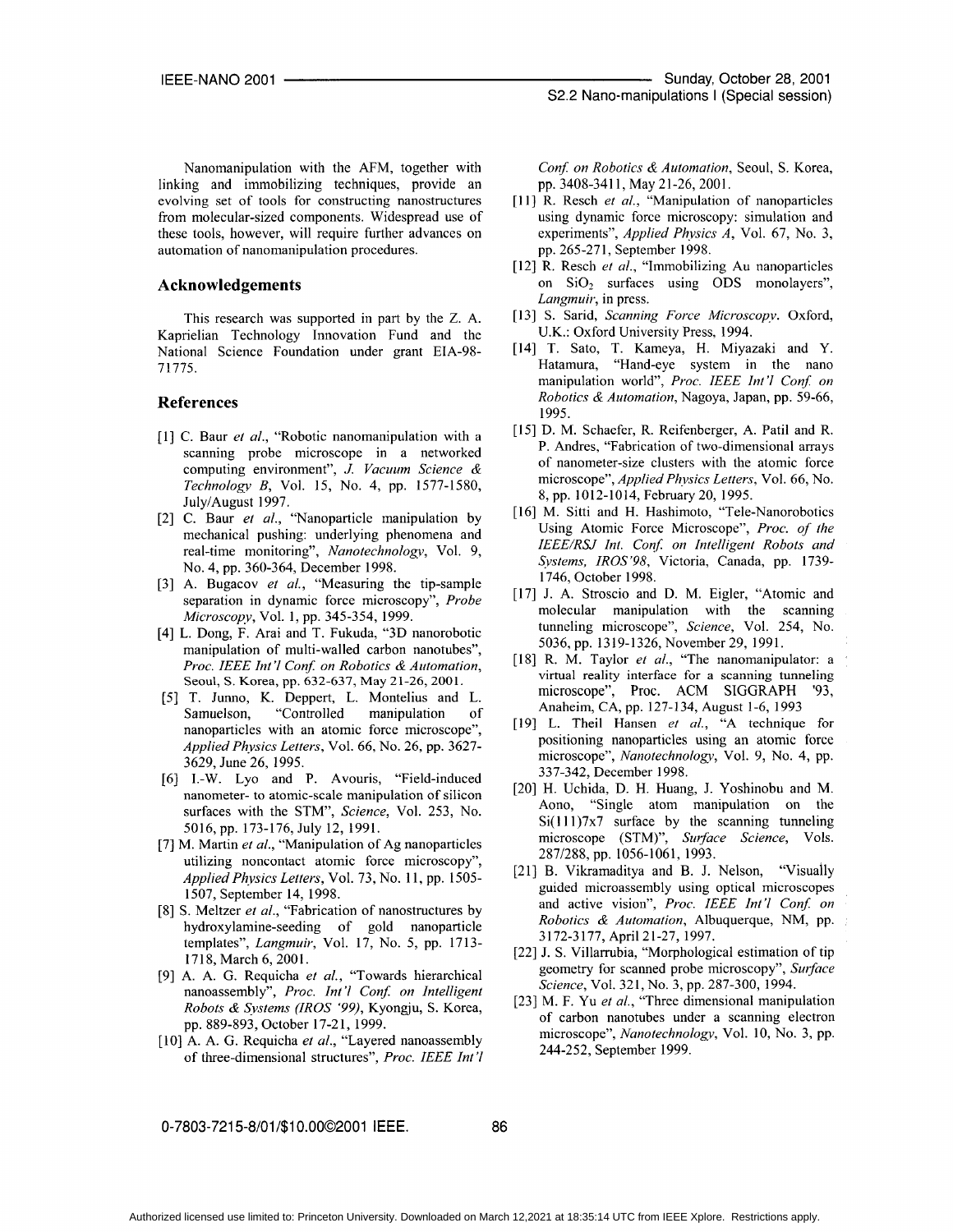Nanomanipulation with the AFM, together with linking and immobilizing techniques, provide an evolving set of tools for constructing nanostructures from molecular-sized components. Widespread use of these tools, however, will require further advances on automation of nanomanipulation procedures.

## Acknowledgements

This research was supported in part by the Z. A. Kaprielian Technology Innovation Fund and the National Science Foundation under grant EIA-98-71775.

## References

[1] C. Baur *et al.*, "Robotic nanomanipulation with a scanning probe microscope in a networked computing environment", *J. Vacuum Science & Technology B*, Vol. 15, No. 4, pp. 1577-1580, July/August 1997.

[2] C. Baur *et al.*, "Nanoparticle manipulation by mechanical pushing: underlying phenomena and real-time monitoring", *Nanotechnology*, Vol. 9, No. 4, pp. 360-364, December 1998.

[3] A. Bugacov *et al.*, "Measuring the tip-sample separation in dynamic force microscopy", *Probe Microscopy*, Vol. 1, pp. 345-354, 1999.

[4] L. Dong, F. Arai and T. Fukuda, "3D nanorobotic manipulation of multi-walled carbon nanotubes", *Proc. IEEE Int'l Conf. on Robotics & Automation*, Seoul, S. Korea, pp. 632-637, May 21-26, 2001.

[5] T. Junno, K. Deppert, L. Montelius and L. Samuelson, "Controlled manipulation of nanoparticles with an atomic force microscope", *Applied Physics Letters*, Vol. 66, No. 26, pp. 3627-3629, June 26, 1995.

[6] I.-W. Lyo and P. Avouris, "Field-induced nanometer- to atomic-scale manipulation of silicon surfaces with the STM", *Science*, Vol. 253, No. 5016, pp. 173-176, July 12, 1991.

[7] M. Martin *et al.*, "Manipulation of Ag nanoparticles utilizing noncontact atomic force microscopy", *Applied Physics Letters*, Vol. 73, No. 11, pp. 1505-1507, September 14, 1998.

[8] S. Meltzer *et al.*, "Fabrication of nanostructures by hydroxylamine-seeding of gold nanoparticle templates", *Langmuir*, Vol. 17, No. 5, pp. 1713-1718, March 6, 2001.

[9] A. A. G. Requicha *et al.*, "Towards hierarchical nanoassembly", *Proc. Int'l Conf. on Intelligent Robots & Systems (IROS '99)*, Kyongju, S. Korea, pp. 889-893, October 17-21, 1999.

[10] A. A. G. Requicha *et al.*, "Layered nanoassembly of three-dimensional structures", *Proc. IEEE Int'l Conf. on Robotics & Automation*, Seoul, S. Korea, pp. 3408-3411, May 21-26, 2001.

[11] R. Resch *et al.*, "Manipulation of nanoparticles using dynamic force microscopy: simulation and experiments", *Applied Physics A*, Vol. 67, No. 3, pp. 265-271, September 1998.

[12] R. Resch *et al.*, "Immobilizing Au nanoparticles on $SiO_2$ surfaces using ODS monolayers", *Langmuir*, in press.

[13] S. Sarid, *Scanning Force Microscopy*. Oxford, U.K.: Oxford University Press, 1994.

[14] T. Sato, T. Kameya, H. Miyazaki and Y. Hatamura, "Hand-eye system in the nano manipulation world", *Proc. IEEE Int'l Conf. on Robotics & Automation*, Nagoya, Japan, pp. 59-66, 1995.

[15] D. M. Schaefer, R. Reifenberger, A. Patil and R. P. Andres, "Fabrication of two-dimensional arrays of nanometer-size clusters with the atomic force microscope", *Applied Physics Letters*, Vol. 66, No. 8, pp. 1012-1014, February 20, 1995.

[16] M. Sitti and H. Hashimoto, "Tele-Nanorobotics Using Atomic Force Microscope", *Proc. of the IEEE/RSJ Int. Conf. on Intelligent Robots and Systems, IROS'98*, Victoria, Canada, pp. 1739-1746, October 1998.

[17] J. A. Stroscio and D. M. Eigler, "Atomic and molecular manipulation with the scanning tunneling microscope", *Science*, Vol. 254, No. 5036, pp. 1319-1326, November 29, 1991.

[18] R. M. Taylor *et al.*, "The nanomanipulator: a virtual reality interface for a scanning tunneling microscope", Proc. ACM SIGGRAPH '93, Anaheim, CA, pp. 127-134, August 1-6, 1993

[19] L. Theil Hansen *et al.*, "A technique for positioning nanoparticles using an atomic force microscope", *Nanotechnology*, Vol. 9, No. 4, pp. 337-342, December 1998.

[20] H. Uchida, D. H. Huang, J. Yoshinobu and M. Aono, "Single atom manipulation on the Si(111)7x7 surface by the scanning tunneling microscope (STM)", *Surface Science*, Vols. 287/288, pp. 1056-1061, 1993.

[21] B. Vikramaditya and B. J. Nelson, "Visually guided microassembly using optical microscopes and active vision", *Proc. IEEE Int'l Conf. on Robotics & Automation*, Albuquerque, NM, pp. 3172-3177, April 21-27, 1997.

[22] J. S. Villarrubia, "Morphological estimation of tip geometry for scanned probe microscopy", *Surface Science*, Vol. 321, No. 3, pp. 287-300, 1994.

[23] M. F. Yu *et al.*, "Three dimensional manipulation of carbon nanotubes under a scanning electron microscope", *Nanotechnology*, Vol. 10, No. 3, pp. 244-252, September 1999.